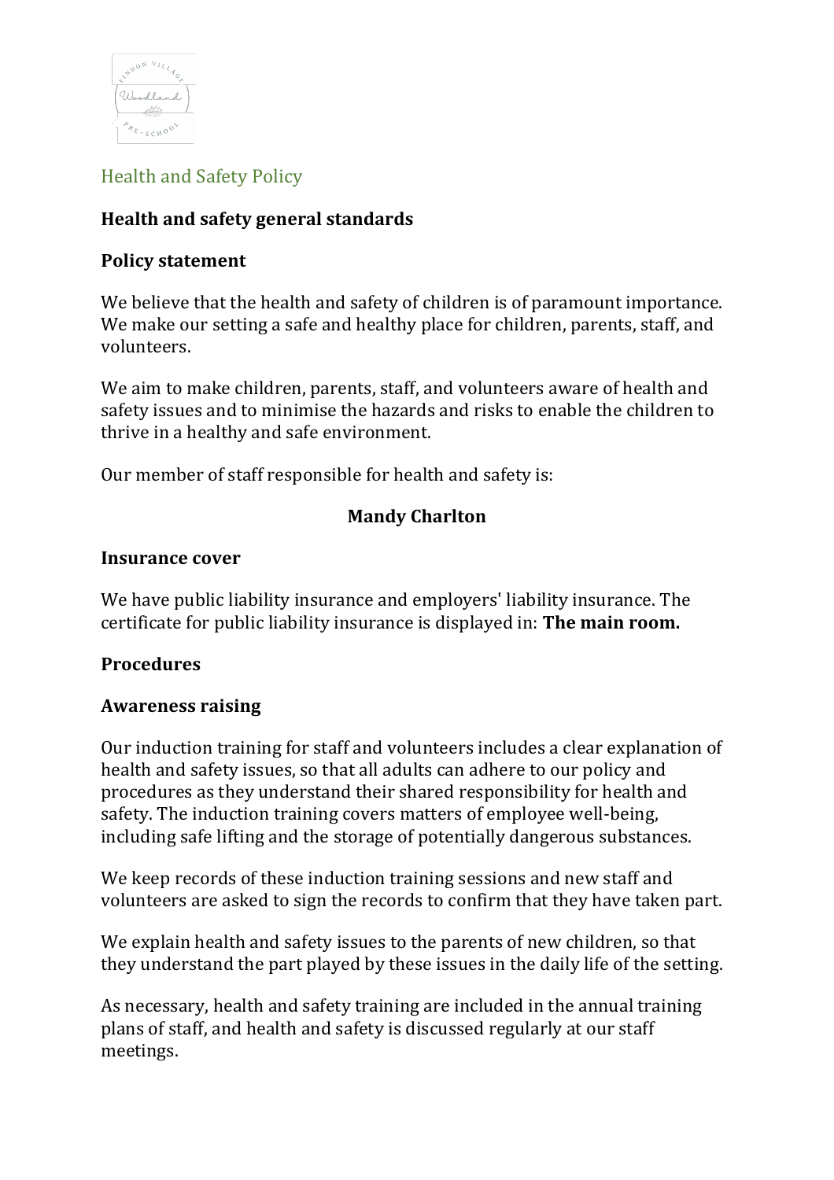# Health and Safety Policy

## Health and safety general standards

### Policy statement

We believe that the health and safety of children is of paramount importance. We make our setting a safe and healthy place for children, parents, staff, and volunteers.

We aim to make children, parents, staff, and volunteers aware of health and safety issues and to minimise the hazards and risks to enable the children to thrive in a healthy and safe environment.

Our member of staff responsible for health and safety is:

**Mandy Charlton**

### Insurance cover

We have public liability insurance and employers' liability insurance. The certificate for public liability insurance is displayed in: **The main room.**

### Procedures

### Awareness raising

Our induction training for staff and volunteers includes a clear explanation of health and safety issues, so that all adults can adhere to our policy and procedures as they understand their shared responsibility for health and safety. The induction training covers matters of employee well-being, including safe lifting and the storage of potentially dangerous substances.

We keep records of these induction training sessions and new staff and volunteers are asked to sign the records to confirm that they have taken part.

We explain health and safety issues to the parents of new children, so that they understand the part played by these issues in the daily life of the setting.

As necessary, health and safety training are included in the annual training plans of staff, and health and safety is discussed regularly at our staff meetings.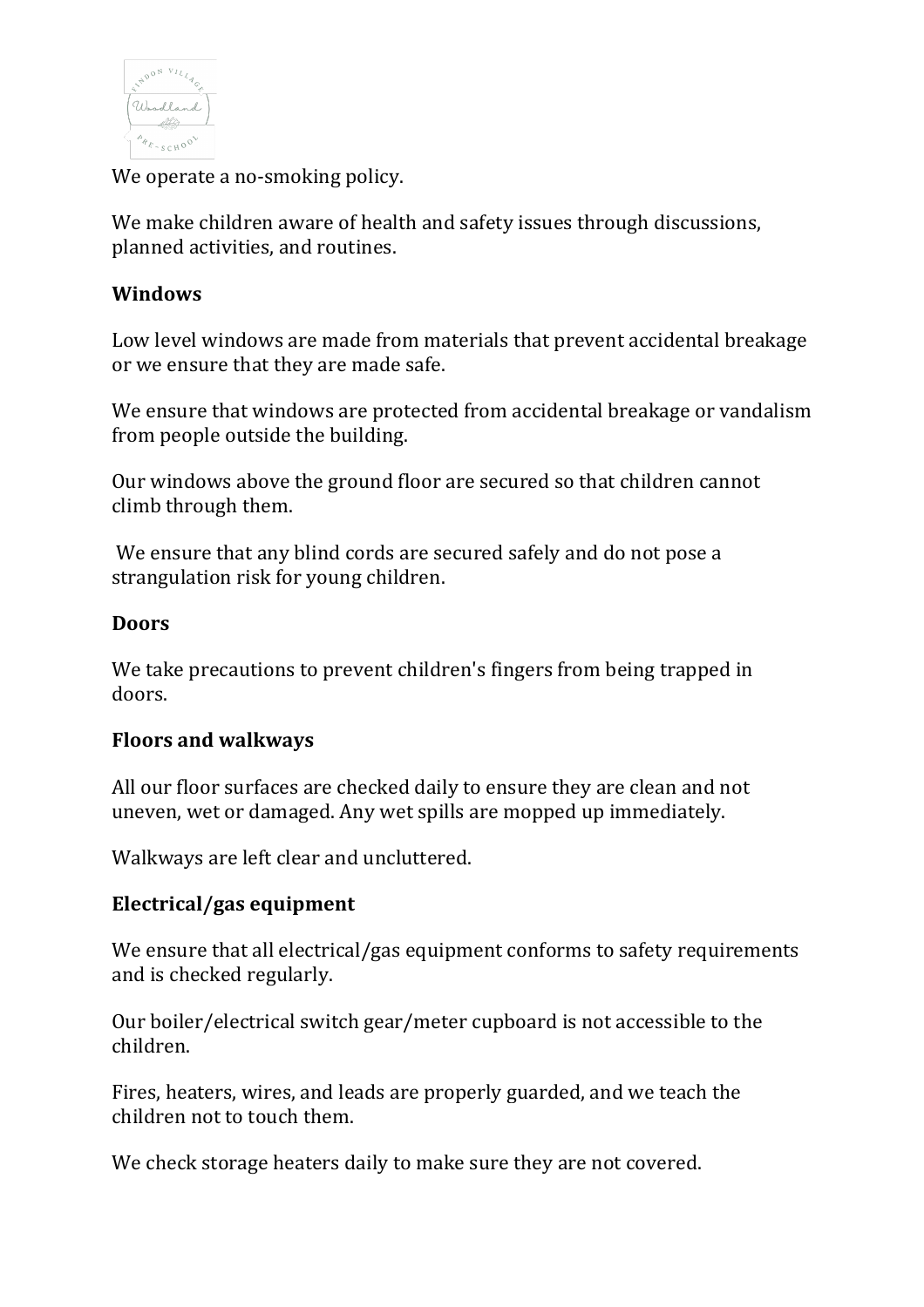We operate a no-smoking policy.

We make children aware of health and safety issues through discussions, planned activities, and routines.

**Windows**

Low level windows are made from materials that prevent accidental breakage or we ensure that they are made safe.

We ensure that windows are protected from accidental breakage or vandalism from people outside the building.

Our windows above the ground floor are secured so that children cannot climb through them.

We ensure that any blind cords are secured safely and do not pose a strangulation risk for young children.

**Doors**

We take precautions to prevent children's fingers from being trapped in doors.

**Floors and walkways**

All our floor surfaces are checked daily to ensure they are clean and not uneven, wet or damaged. Any wet spills are mopped up immediately.

Walkways are left clear and uncluttered.

**Electrical/gas equipment**

We ensure that all electrical/gas equipment conforms to safety requirements and is checked regularly.

Our boiler/electrical switch gear/meter cupboard is not accessible to the children.

Fires, heaters, wires, and leads are properly guarded, and we teach the children not to touch them.

We check storage heaters daily to make sure they are not covered.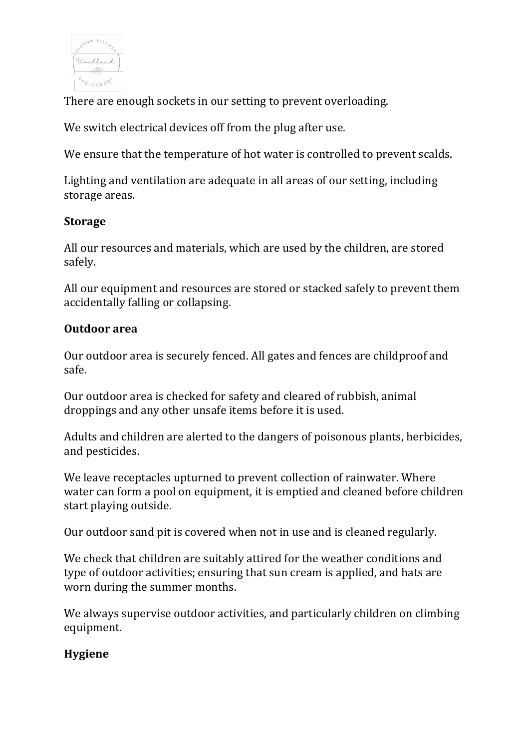There are enough sockets in our setting to prevent overloading.

We switch electrical devices off from the plug after use.

We ensure that the temperature of hot water is controlled to prevent scalds.

Lighting and ventilation are adequate in all areas of our setting, including storage areas.

**Storage**

All our resources and materials, which are used by the children, are stored safely.

All our equipment and resources are stored or stacked safely to prevent them accidentally falling or collapsing.

**Outdoor area**

Our outdoor area is securely fenced. All gates and fences are childproof and safe.

Our outdoor area is checked for safety and cleared of rubbish, animal droppings and any other unsafe items before it is used.

Adults and children are alerted to the dangers of poisonous plants, herbicides, and pesticides.

We leave receptacles upturned to prevent collection of rainwater. Where water can form a pool on equipment, it is emptied and cleaned before children start playing outside.

Our outdoor sand pit is covered when not in use and is cleaned regularly.

We check that children are suitably attired for the weather conditions and type of outdoor activities; ensuring that sun cream is applied, and hats are worn during the summer months.

We always supervise outdoor activities, and particularly children on climbing equipment.

**Hygiene**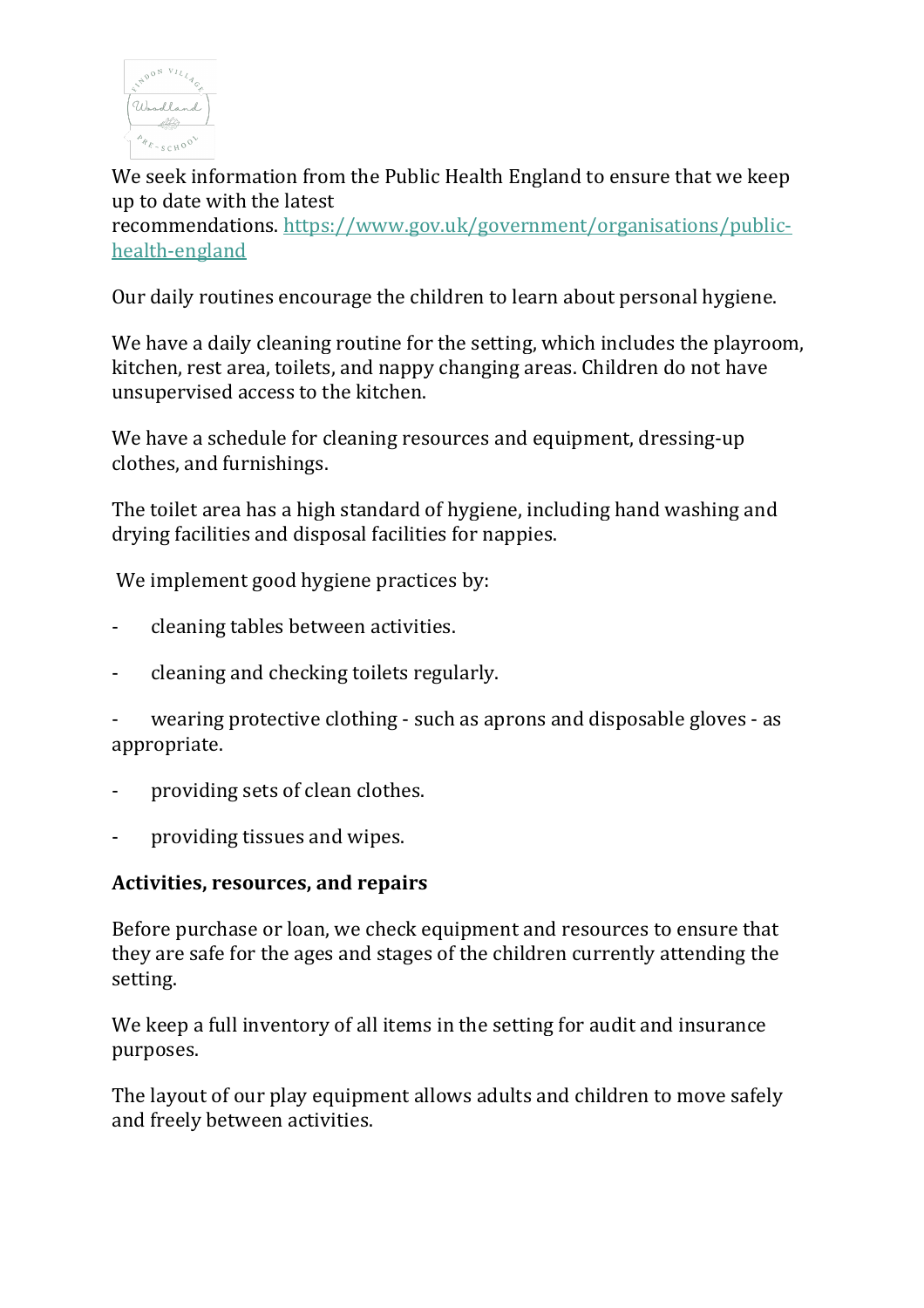We seek information from the Public Health England to ensure that we keep up to date with the latest recommendations. [https://www.gov.uk/government/organisations/public-health-england](https://www.gov.uk/government/organisations/public-health-england)

Our daily routines encourage the children to learn about personal hygiene.

We have a daily cleaning routine for the setting, which includes the playroom, kitchen, rest area, toilets, and nappy changing areas. Children do not have unsupervised access to the kitchen.

We have a schedule for cleaning resources and equipment, dressing-up clothes, and furnishings.

The toilet area has a high standard of hygiene, including hand washing and drying facilities and disposal facilities for nappies.

We implement good hygiene practices by:

- cleaning tables between activities.
- cleaning and checking toilets regularly.
- wearing protective clothing - such as aprons and disposable gloves - as appropriate.
- providing sets of clean clothes.
- providing tissues and wipes.

**Activities, resources, and repairs**

Before purchase or loan, we check equipment and resources to ensure that they are safe for the ages and stages of the children currently attending the setting.

We keep a full inventory of all items in the setting for audit and insurance purposes.

The layout of our play equipment allows adults and children to move safely and freely between activities.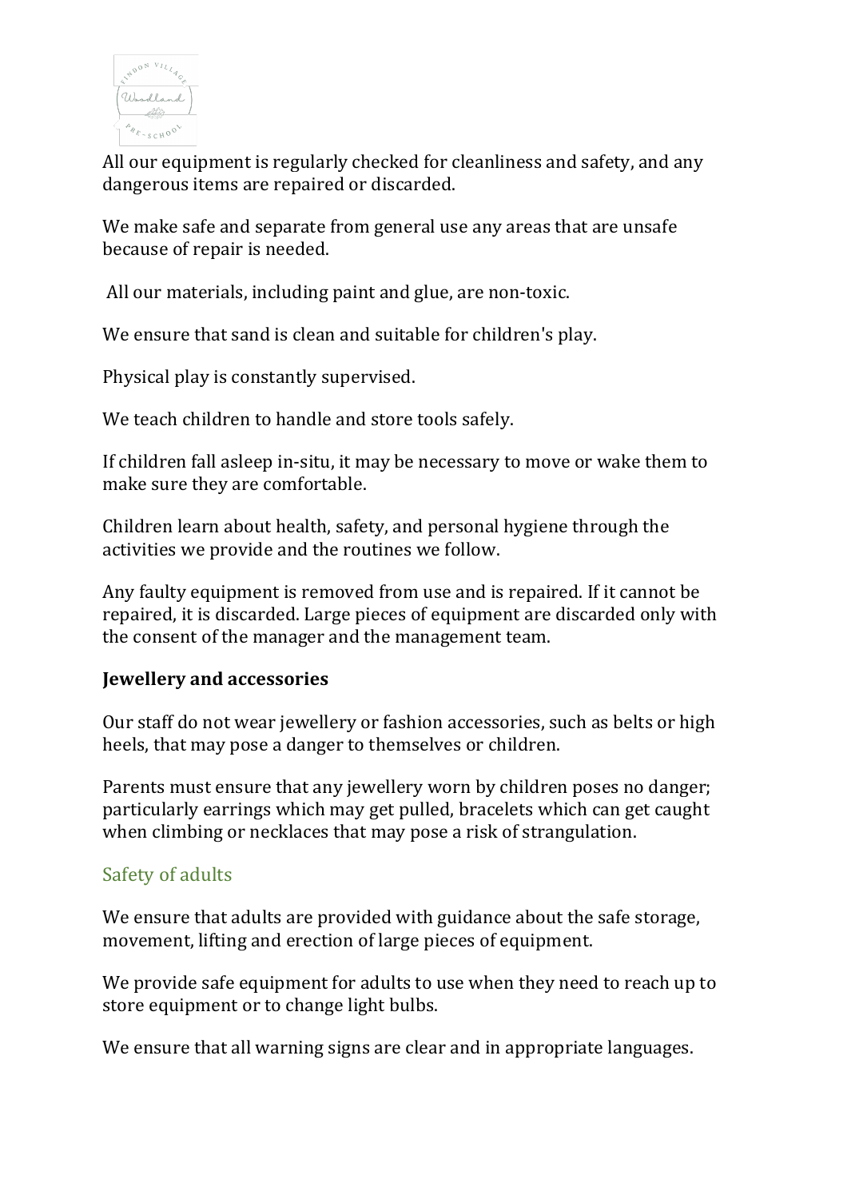All our equipment is regularly checked for cleanliness and safety, and any dangerous items are repaired or discarded.

We make safe and separate from general use any areas that are unsafe because of repair is needed.

All our materials, including paint and glue, are non-toxic.

We ensure that sand is clean and suitable for children's play.

Physical play is constantly supervised.

We teach children to handle and store tools safely.

If children fall asleep in-situ, it may be necessary to move or wake them to make sure they are comfortable.

Children learn about health, safety, and personal hygiene through the activities we provide and the routines we follow.

Any faulty equipment is removed from use and is repaired. If it cannot be repaired, it is discarded. Large pieces of equipment are discarded only with the consent of the manager and the management team.

**Jewellery and accessories**

Our staff do not wear jewellery or fashion accessories, such as belts or high heels, that may pose a danger to themselves or children.

Parents must ensure that any jewellery worn by children poses no danger; particularly earrings which may get pulled, bracelets which can get caught when climbing or necklaces that may pose a risk of strangulation.

## Safety of adults

We ensure that adults are provided with guidance about the safe storage, movement, lifting and erection of large pieces of equipment.

We provide safe equipment for adults to use when they need to reach up to store equipment or to change light bulbs.

We ensure that all warning signs are clear and in appropriate languages.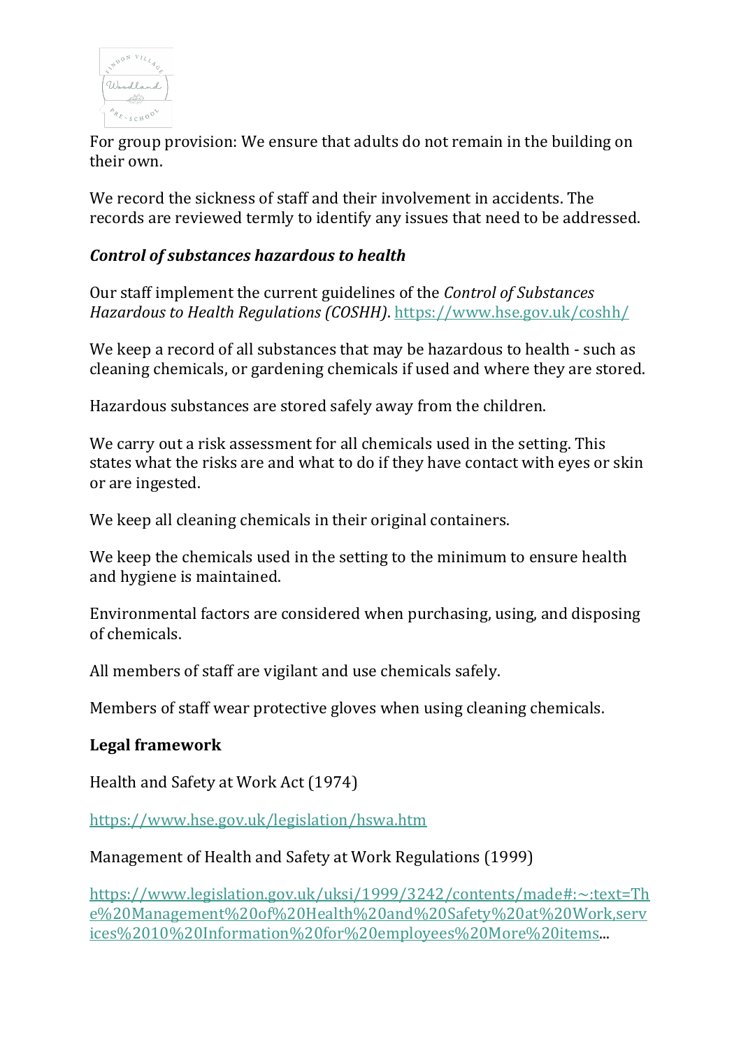For group provision: We ensure that adults do not remain in the building on their own.

We record the sickness of staff and their involvement in accidents. The records are reviewed termly to identify any issues that need to be addressed.

### *Control of substances hazardous to health*

Our staff implement the current guidelines of the *Control of Substances Hazardous to Health Regulations (COSHH)*. https://www.hse.gov.uk/coshh/

We keep a record of all substances that may be hazardous to health - such as cleaning chemicals, or gardening chemicals if used and where they are stored.

Hazardous substances are stored safely away from the children.

We carry out a risk assessment for all chemicals used in the setting. This states what the risks are and what to do if they have contact with eyes or skin or are ingested.

We keep all cleaning chemicals in their original containers.

We keep the chemicals used in the setting to the minimum to ensure health and hygiene is maintained.

Environmental factors are considered when purchasing, using, and disposing of chemicals.

All members of staff are vigilant and use chemicals safely.

Members of staff wear protective gloves when using cleaning chemicals.

### **Legal framework**

Health and Safety at Work Act (1974)

https://www.hse.gov.uk/legislation/hswa.htm

Management of Health and Safety at Work Regulations (1999)

https://www.legislation.gov.uk/uksi/1999/3242/contents/made#:~:text=The%20Management%20of%20Health%20and%20Safety%20at%20Work,services%2010%20Information%20for%20employees%20More%20items...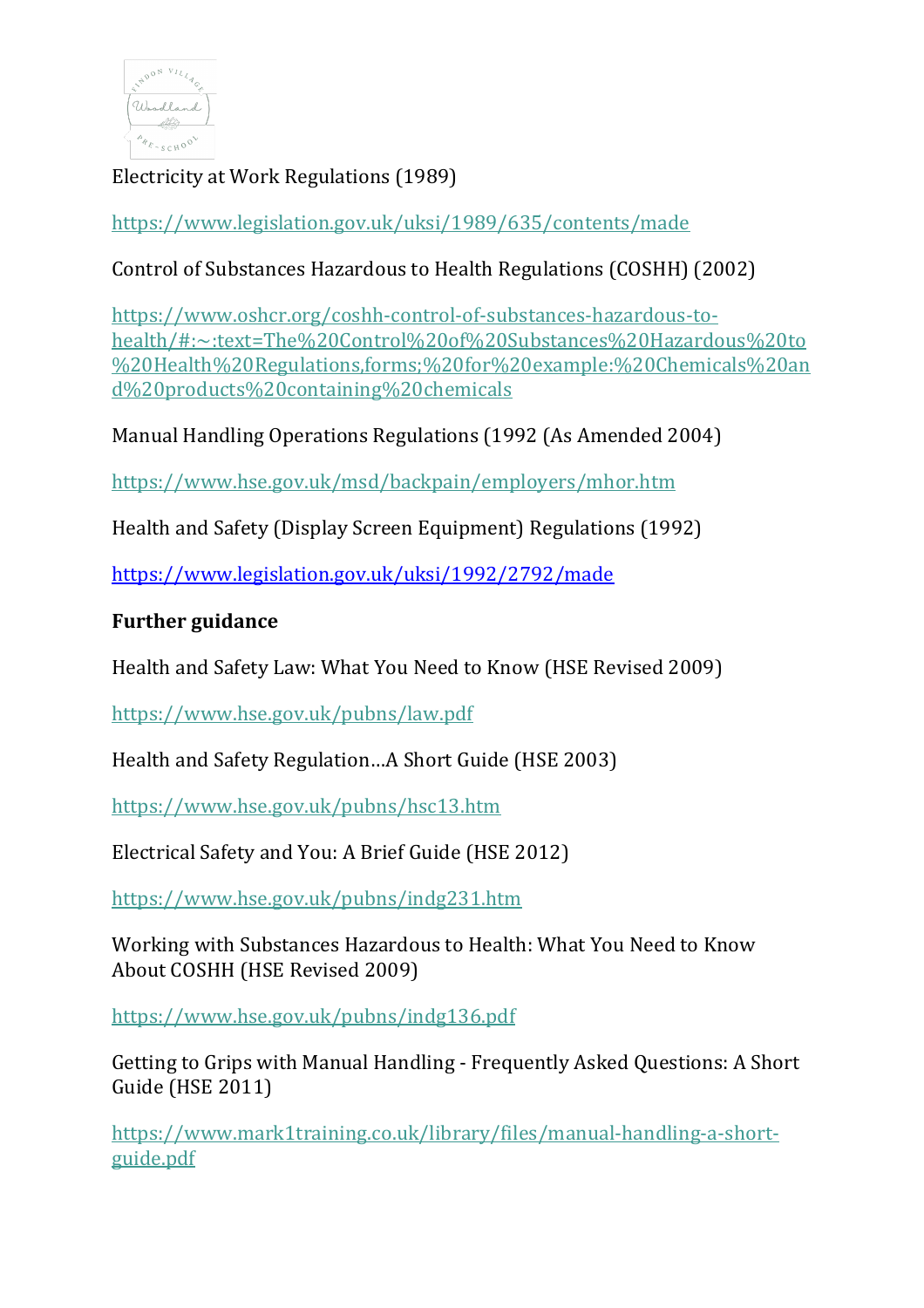Electricity at Work Regulations (1989)

https://www.legislation.gov.uk/uksi/1989/635/contents/made

Control of Substances Hazardous to Health Regulations (COSHH) (2002)

https://www.oshcr.org/coshh-control-of-substances-hazardous-to-health/#:~:text=The%20Control%20of%20Substances%20Hazardous%20to%20Health%20Regulations,forms;%20for%20example:%20Chemicals%20and%20products%20containing%20chemicals

Manual Handling Operations Regulations (1992 (As Amended 2004)

https://www.hse.gov.uk/msd/backpain/employers/mhor.htm

Health and Safety (Display Screen Equipment) Regulations (1992)

https://www.legislation.gov.uk/uksi/1992/2792/made

**Further guidance**

Health and Safety Law: What You Need to Know (HSE Revised 2009)

https://www.hse.gov.uk/pubns/law.pdf

Health and Safety Regulation…A Short Guide (HSE 2003)

https://www.hse.gov.uk/pubns/hsc13.htm

Electrical Safety and You: A Brief Guide (HSE 2012)

https://www.hse.gov.uk/pubns/indg231.htm

Working with Substances Hazardous to Health: What You Need to Know About COSHH (HSE Revised 2009)

https://www.hse.gov.uk/pubns/indg136.pdf

Getting to Grips with Manual Handling - Frequently Asked Questions: A Short Guide (HSE 2011)

https://www.mark1training.co.uk/library/files/manual-handling-a-short-guide.pdf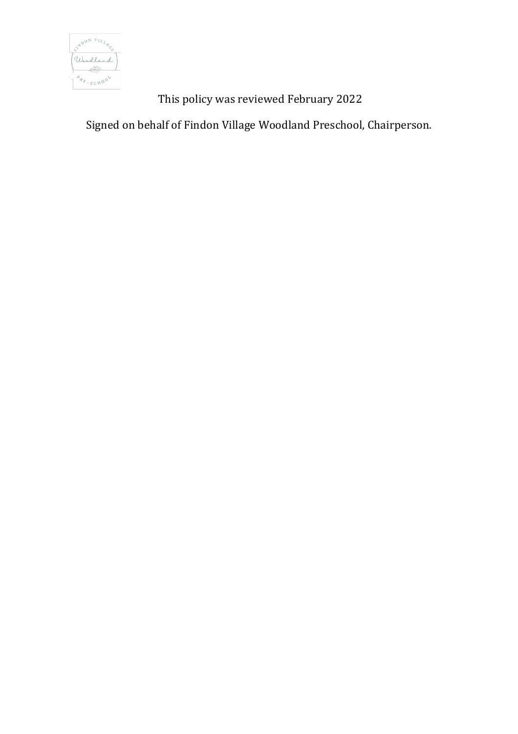This policy was reviewed February 2022

Signed on behalf of Findon Village Woodland Preschool, Chairperson.